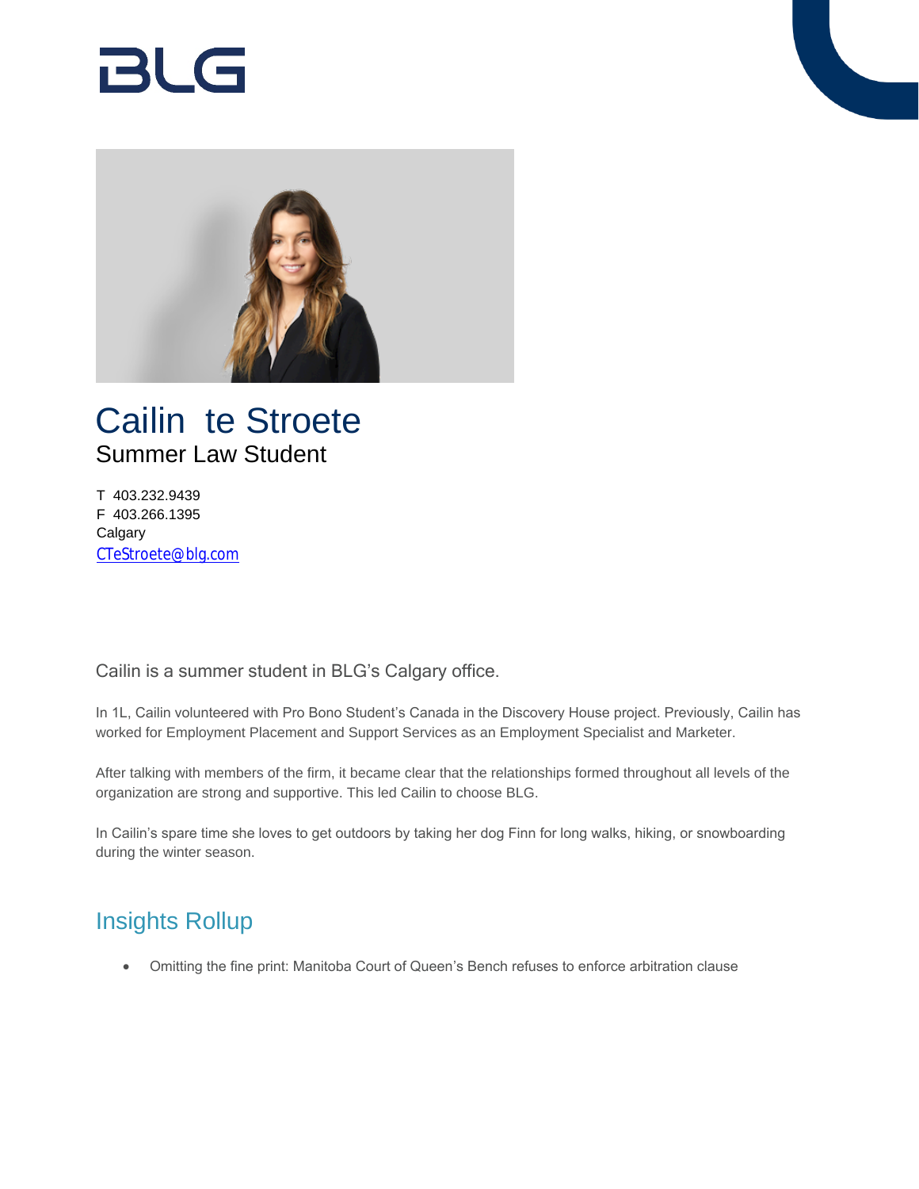BLG

# Cailin te Stroete

## Summer Law Student

T 403.232.9439
F 403.266.1395
Calgary
CTeStroete@blg.com

Cailin is a summer student in BLG's Calgary office.

In 1L, Cailin volunteered with Pro Bono Student's Canada in the Discovery House project. Previously, Cailin has worked for Employment Placement and Support Services as an Employment Specialist and Marketer.

After talking with members of the firm, it became clear that the relationships formed throughout all levels of the organization are strong and supportive. This led Cailin to choose BLG.

In Cailin's spare time she loves to get outdoors by taking her dog Finn for long walks, hiking, or snowboarding during the winter season.

## Insights Rollup

- Omitting the fine print: Manitoba Court of Queen's Bench refuses to enforce arbitration clause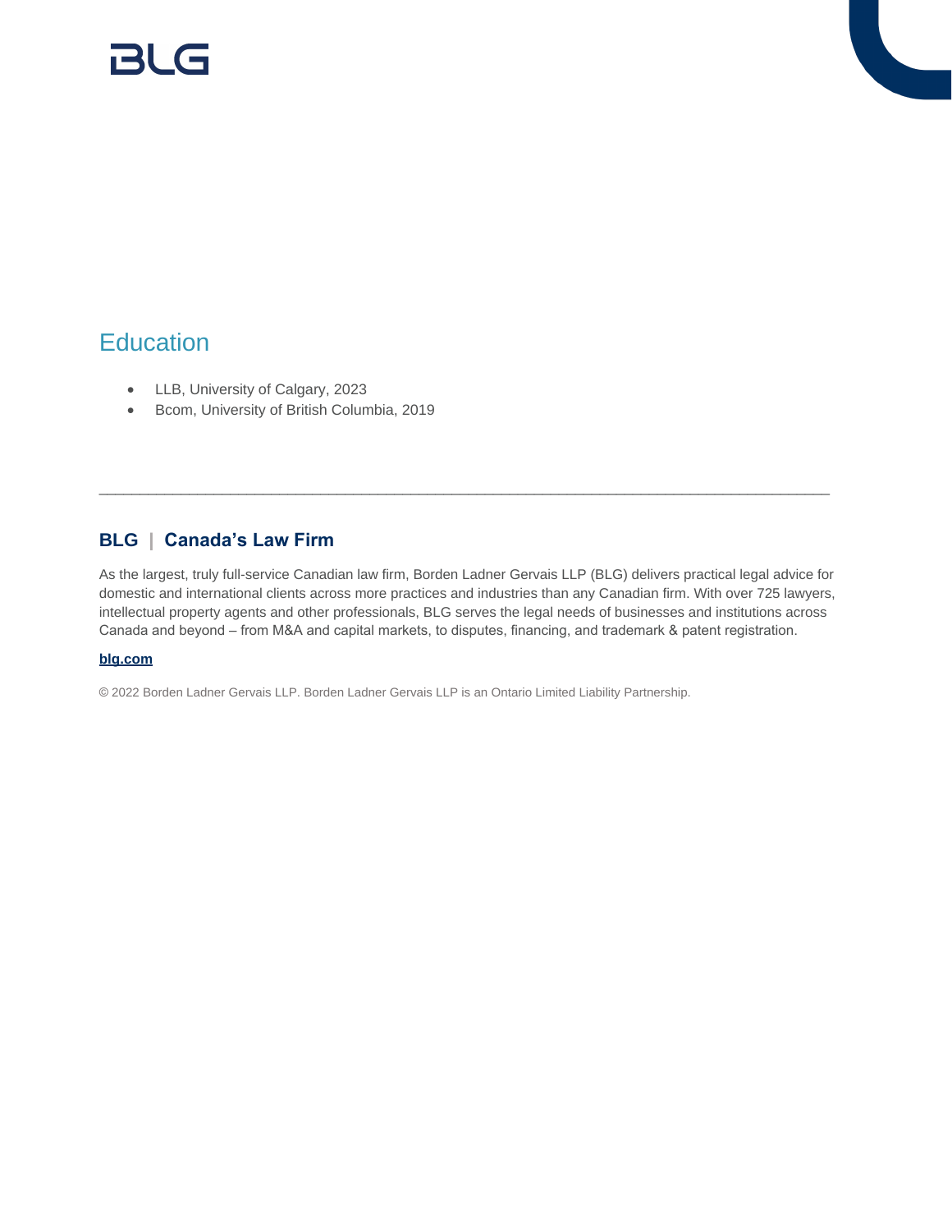## Education

- LLB, University of Calgary, 2023
- Bcom, University of British Columbia, 2019

---

## BLG | Canada's Law Firm

As the largest, truly full-service Canadian law firm, Borden Ladner Gervais LLP (BLG) delivers practical legal advice for domestic and international clients across more practices and industries than any Canadian firm. With over 725 lawyers, intellectual property agents and other professionals, BLG serves the legal needs of businesses and institutions across Canada and beyond – from M&A and capital markets, to disputes, financing, and trademark & patent registration.

**blg.com**

© 2022 Borden Ladner Gervais LLP. Borden Ladner Gervais LLP is an Ontario Limited Liability Partnership.